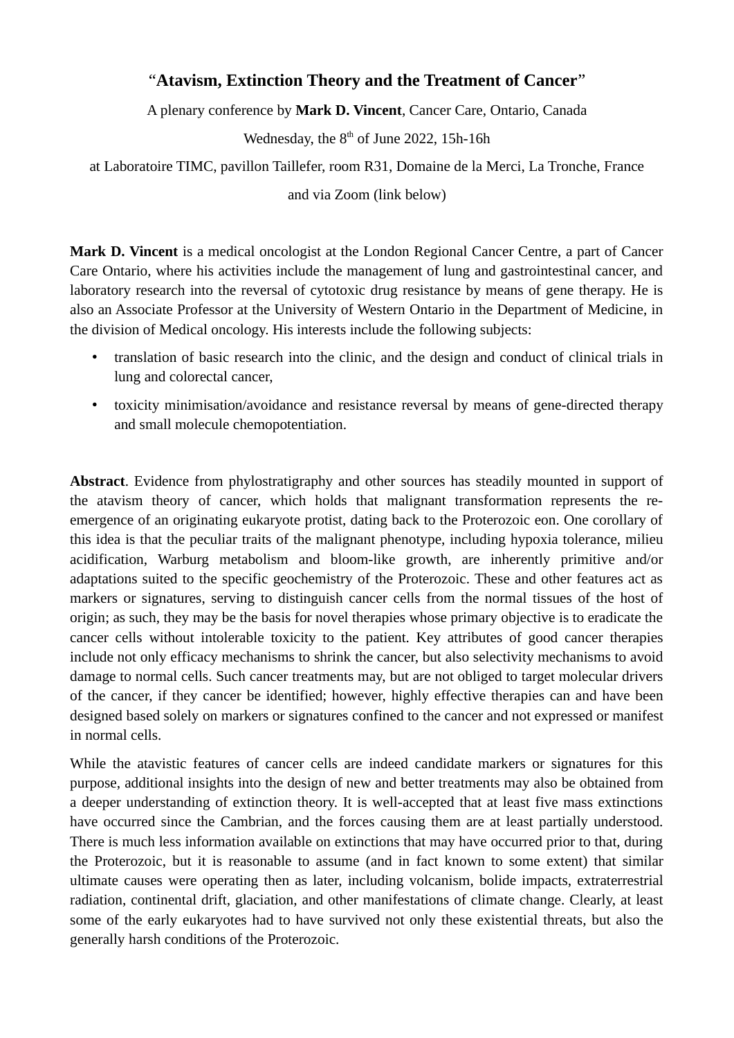# "**Atavism, Extinction Theory and the Treatment of Cancer**"

A plenary conference by **Mark D. Vincent**, Cancer Care, Ontario, Canada

Wednesday, the 8th of June 2022, 15h-16h

at Laboratoire TIMC, pavillon Taillefer, room R31, Domaine de la Merci, La Tronche, France

and via Zoom (link below)

**Mark D. Vincent** is a medical oncologist at the London Regional Cancer Centre, a part of Cancer Care Ontario, where his activities include the management of lung and gastrointestinal cancer, and laboratory research into the reversal of cytotoxic drug resistance by means of gene therapy. He is also an Associate Professor at the University of Western Ontario in the Department of Medicine, in the division of Medical oncology. His interests include the following subjects:

- translation of basic research into the clinic, and the design and conduct of clinical trials in lung and colorectal cancer,
- toxicity minimisation/avoidance and resistance reversal by means of gene-directed therapy and small molecule chemopotentiation.

**Abstract**. Evidence from phylostratigraphy and other sources has steadily mounted in support of the atavism theory of cancer, which holds that malignant transformation represents the re-emergence of an originating eukaryote protist, dating back to the Proterozoic eon. One corollary of this idea is that the peculiar traits of the malignant phenotype, including hypoxia tolerance, milieu acidification, Warburg metabolism and bloom-like growth, are inherently primitive and/or adaptations suited to the specific geochemistry of the Proterozoic. These and other features act as markers or signatures, serving to distinguish cancer cells from the normal tissues of the host of origin; as such, they may be the basis for novel therapies whose primary objective is to eradicate the cancer cells without intolerable toxicity to the patient. Key attributes of good cancer therapies include not only efficacy mechanisms to shrink the cancer, but also selectivity mechanisms to avoid damage to normal cells. Such cancer treatments may, but are not obliged to target molecular drivers of the cancer, if they cancer be identified; however, highly effective therapies can and have been designed based solely on markers or signatures confined to the cancer and not expressed or manifest in normal cells.

While the atavistic features of cancer cells are indeed candidate markers or signatures for this purpose, additional insights into the design of new and better treatments may also be obtained from a deeper understanding of extinction theory. It is well-accepted that at least five mass extinctions have occurred since the Cambrian, and the forces causing them are at least partially understood. There is much less information available on extinctions that may have occurred prior to that, during the Proterozoic, but it is reasonable to assume (and in fact known to some extent) that similar ultimate causes were operating then as later, including volcanism, bolide impacts, extraterrestrial radiation, continental drift, glaciation, and other manifestations of climate change. Clearly, at least some of the early eukaryotes had to have survived not only these existential threats, but also the generally harsh conditions of the Proterozoic.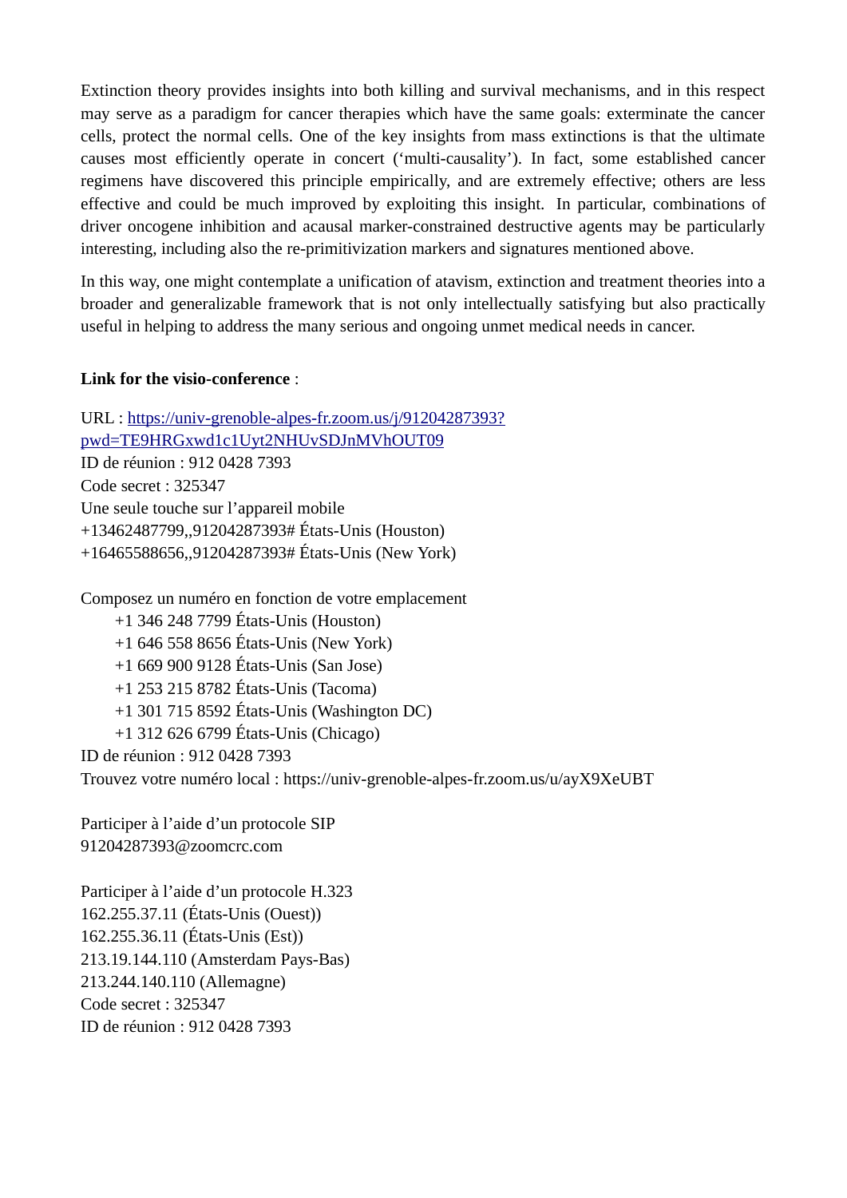Extinction theory provides insights into both killing and survival mechanisms, and in this respect may serve as a paradigm for cancer therapies which have the same goals: exterminate the cancer cells, protect the normal cells. One of the key insights from mass extinctions is that the ultimate causes most efficiently operate in concert ('multi-causality'). In fact, some established cancer regimens have discovered this principle empirically, and are extremely effective; others are less effective and could be much improved by exploiting this insight. In particular, combinations of driver oncogene inhibition and acausal marker-constrained destructive agents may be particularly interesting, including also the re-primitivization markers and signatures mentioned above.

In this way, one might contemplate a unification of atavism, extinction and treatment theories into a broader and generalizable framework that is not only intellectually satisfying but also practically useful in helping to address the many serious and ongoing unmet medical needs in cancer.

**Link for the visio-conference** :

URL : [https://univ-grenoble-alpes-fr.zoom.us/j/91204287393?pwd=TE9HRGxwd1c1Uyt2NHUvSDJnMVhOUT09](https://univ-grenoble-alpes-fr.zoom.us/j/91204287393?pwd=TE9HRGxwd1c1Uyt2NHUvSDJnMVhOUT09)
ID de réunion : 912 0428 7393
Code secret : 325347
Une seule touche sur l'appareil mobile
+13462487799,,91204287393# États-Unis (Houston)
+16465588656,,91204287393# États-Unis (New York)

Composez un numéro en fonction de votre emplacement
- +1 346 248 7799 États-Unis (Houston)
- +1 646 558 8656 États-Unis (New York)
- +1 669 900 9128 États-Unis (San Jose)
- +1 253 215 8782 États-Unis (Tacoma)
- +1 301 715 8592 États-Unis (Washington DC)
- +1 312 626 6799 États-Unis (Chicago)

ID de réunion : 912 0428 7393
Trouvez votre numéro local : https://univ-grenoble-alpes-fr.zoom.us/u/ayX9XeUBT

Participer à l'aide d'un protocole SIP
91204287393@zoomcrc.com

Participer à l'aide d'un protocole H.323
162.255.37.11 (États-Unis (Ouest))
162.255.36.11 (États-Unis (Est))
213.19.144.110 (Amsterdam Pays-Bas)
213.244.140.110 (Allemagne)
Code secret : 325347
ID de réunion : 912 0428 7393